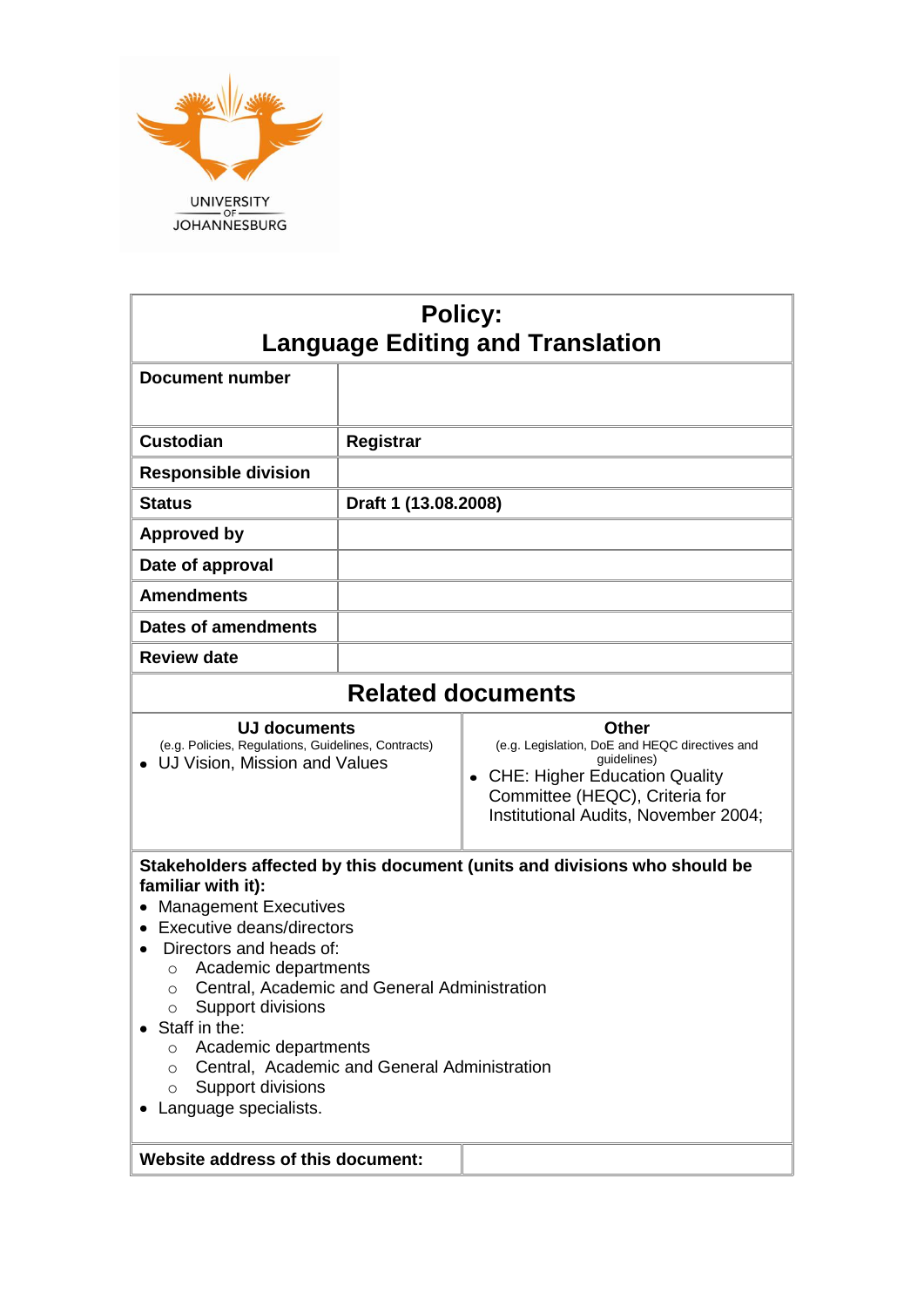UNIVERSITY OF JOHANNESBURG

# Policy: Language Editing and Translation

| | |
|---|---|
| **Document number** | |
| **Custodian** | **Registrar** |
| **Responsible division** | |
| **Status** | **Draft 1 (13.08.2008)** |
| **Approved by** | |
| **Date of approval** | |
| **Amendments** | |
| **Dates of amendments** | |
| **Review date** | |

## Related documents

| **UJ documents** (e.g. Policies, Regulations, Guidelines, Contracts) | **Other** (e.g. Legislation, DoE and HEQC directives and guidelines) |
|---|---|
| • UJ Vision, Mission and Values | • CHE: Higher Education Quality Committee (HEQC), Criteria for Institutional Audits, November 2004; |

**Stakeholders affected by this document (units and divisions who should be familiar with it):**

- Management Executives
- Executive deans/directors
- Directors and heads of:
  - Academic departments
  - Central, Academic and General Administration
  - Support divisions
- Staff in the:
  - Academic departments
  - Central, Academic and General Administration
  - Support divisions
- Language specialists.

| | |
|---|---|
| **Website address of this document:** | |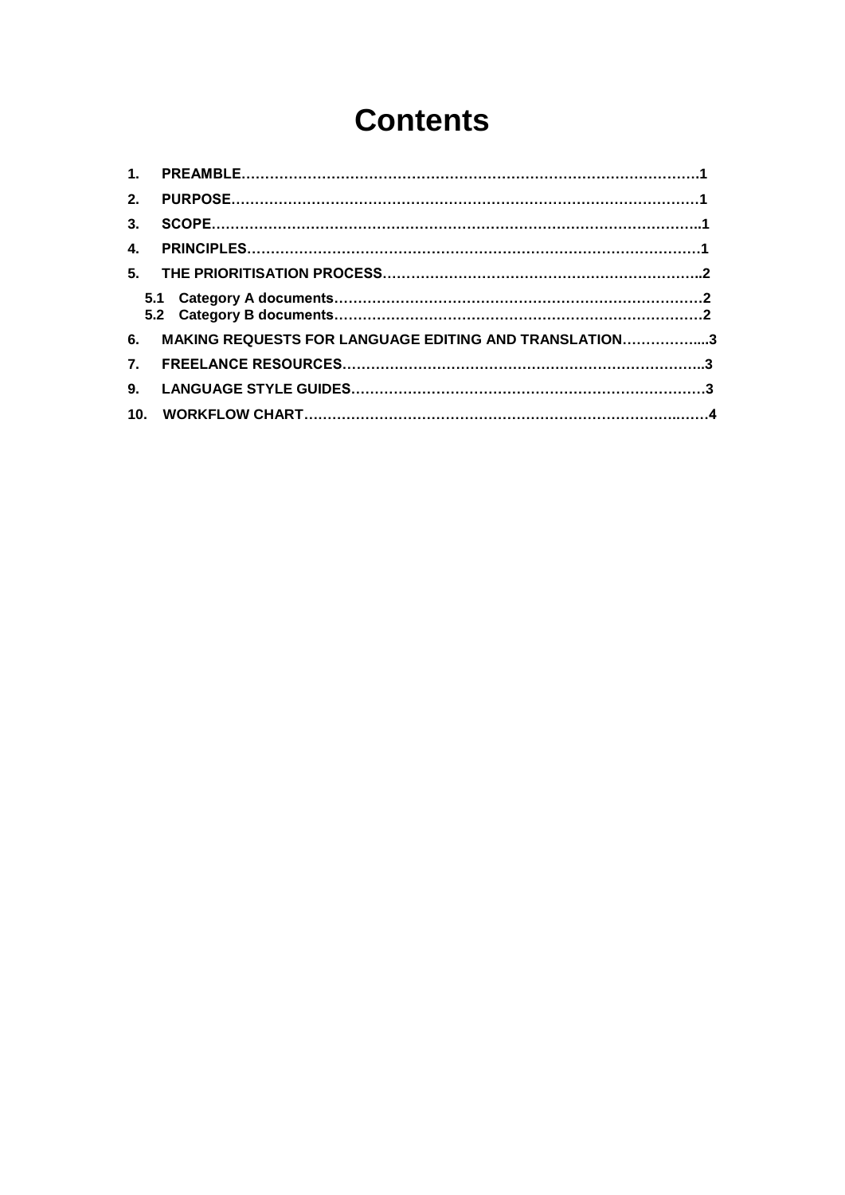# Contents

1. **PREAMBLE……………………………………………………………………………………1**
2. **PURPOSE……………………………………………………………………………………1**
3. **SCOPE…………………………………………………………………………………………1**
4. **PRINCIPLES…………………………………………………………………………………1**
5. **THE PRIORITISATION PROCESS…………………………………………………………2**
   - **5.1 Category A documents……………………………………………………………………2**
   - **5.2 Category B documents……………………………………………………………………2**
6. **MAKING REQUESTS FOR LANGUAGE EDITING AND TRANSLATION……………....3**
7. **FREELANCE RESOURCES…………………………………………………………………..3**

9. **LANGUAGE STYLE GUIDES………………………………………………………………3**
10. **WORKFLOW CHART…………………………………………………………………….……4**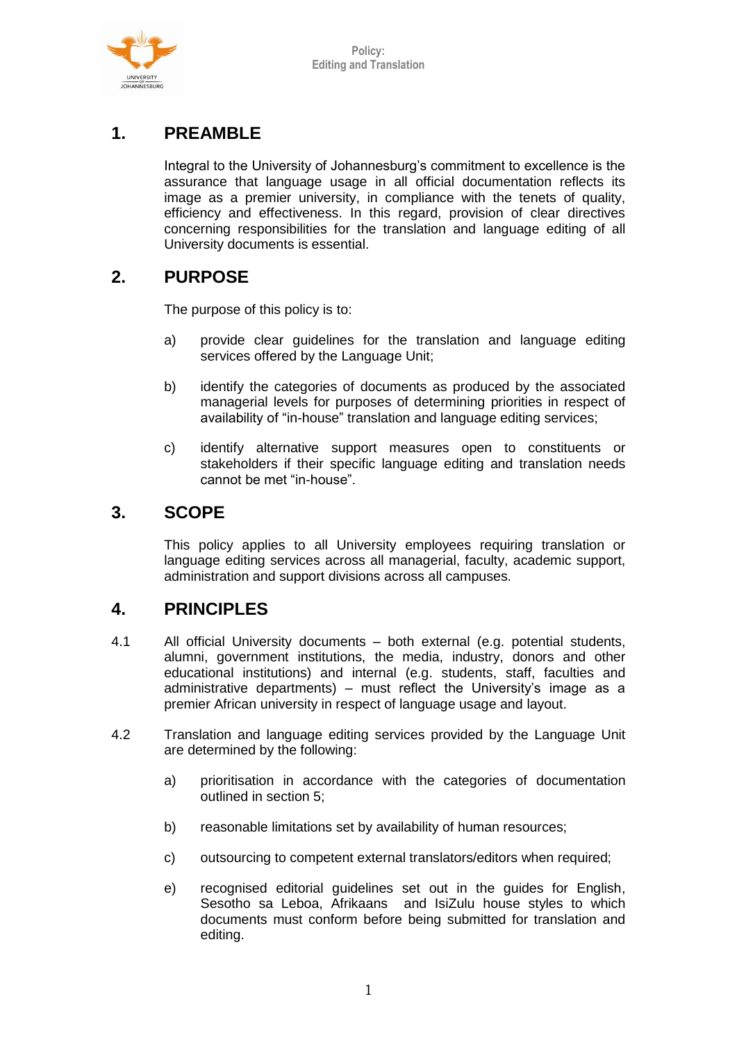## 1. PREAMBLE

Integral to the University of Johannesburg's commitment to excellence is the assurance that language usage in all official documentation reflects its image as a premier university, in compliance with the tenets of quality, efficiency and effectiveness. In this regard, provision of clear directives concerning responsibilities for the translation and language editing of all University documents is essential.

## 2. PURPOSE

The purpose of this policy is to:

a) provide clear guidelines for the translation and language editing services offered by the Language Unit;

b) identify the categories of documents as produced by the associated managerial levels for purposes of determining priorities in respect of availability of "in-house" translation and language editing services;

c) identify alternative support measures open to constituents or stakeholders if their specific language editing and translation needs cannot be met "in-house".

## 3. SCOPE

This policy applies to all University employees requiring translation or language editing services across all managerial, faculty, academic support, administration and support divisions across all campuses.

## 4. PRINCIPLES

4.1 All official University documents – both external (e.g. potential students, alumni, government institutions, the media, industry, donors and other educational institutions) and internal (e.g. students, staff, faculties and administrative departments) – must reflect the University's image as a premier African university in respect of language usage and layout.

4.2 Translation and language editing services provided by the Language Unit are determined by the following:

a) prioritisation in accordance with the categories of documentation outlined in section 5;

b) reasonable limitations set by availability of human resources;

c) outsourcing to competent external translators/editors when required;

e) recognised editorial guidelines set out in the guides for English, Sesotho sa Leboa, Afrikaans and IsiZulu house styles to which documents must conform before being submitted for translation and editing.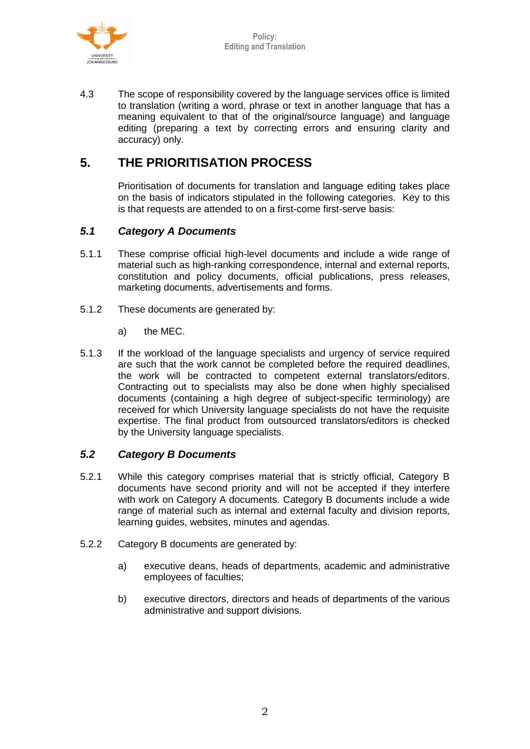4.3 The scope of responsibility covered by the language services office is limited to translation (writing a word, phrase or text in another language that has a meaning equivalent to that of the original/source language) and language editing (preparing a text by correcting errors and ensuring clarity and accuracy) only.

## 5. THE PRIORITISATION PROCESS

Prioritisation of documents for translation and language editing takes place on the basis of indicators stipulated in the following categories. Key to this is that requests are attended to on a first-come first-serve basis:

### *5.1 Category A Documents*

5.1.1 These comprise official high-level documents and include a wide range of material such as high-ranking correspondence, internal and external reports, constitution and policy documents, official publications, press releases, marketing documents, advertisements and forms.

5.1.2 These documents are generated by:

a) the MEC.

5.1.3 If the workload of the language specialists and urgency of service required are such that the work cannot be completed before the required deadlines, the work will be contracted to competent external translators/editors. Contracting out to specialists may also be done when highly specialised documents (containing a high degree of subject-specific terminology) are received for which University language specialists do not have the requisite expertise. The final product from outsourced translators/editors is checked by the University language specialists.

### *5.2 Category B Documents*

5.2.1 While this category comprises material that is strictly official, Category B documents have second priority and will not be accepted if they interfere with work on Category A documents. Category B documents include a wide range of material such as internal and external faculty and division reports, learning guides, websites, minutes and agendas.

5.2.2 Category B documents are generated by:

a) executive deans, heads of departments, academic and administrative employees of faculties;

b) executive directors, directors and heads of departments of the various administrative and support divisions.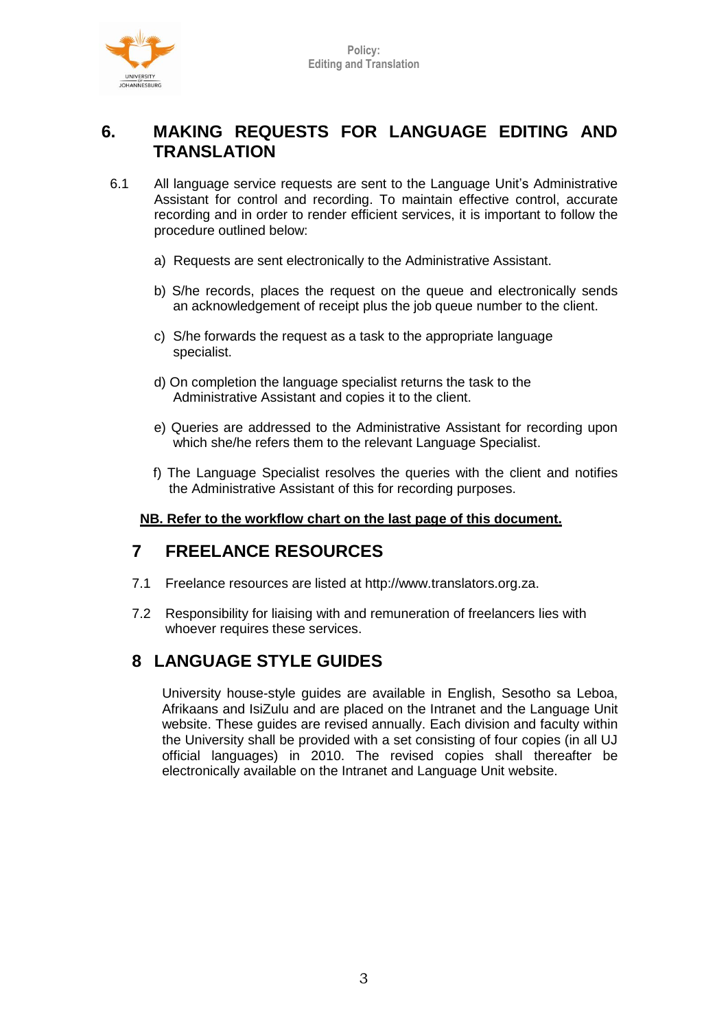## 6. MAKING REQUESTS FOR LANGUAGE EDITING AND TRANSLATION

6.1 All language service requests are sent to the Language Unit's Administrative Assistant for control and recording. To maintain effective control, accurate recording and in order to render efficient services, it is important to follow the procedure outlined below:

a) Requests are sent electronically to the Administrative Assistant.

b) S/he records, places the request on the queue and electronically sends an acknowledgement of receipt plus the job queue number to the client.

c) S/he forwards the request as a task to the appropriate language specialist.

d) On completion the language specialist returns the task to the Administrative Assistant and copies it to the client.

e) Queries are addressed to the Administrative Assistant for recording upon which she/he refers them to the relevant Language Specialist.

f) The Language Specialist resolves the queries with the client and notifies the Administrative Assistant of this for recording purposes.

**NB. Refer to the workflow chart on the last page of this document.**

## 7 FREELANCE RESOURCES

7.1 Freelance resources are listed at http://www.translators.org.za.

7.2 Responsibility for liaising with and remuneration of freelancers lies with whoever requires these services.

## 8 LANGUAGE STYLE GUIDES

University house-style guides are available in English, Sesotho sa Leboa, Afrikaans and IsiZulu and are placed on the Intranet and the Language Unit website. These guides are revised annually. Each division and faculty within the University shall be provided with a set consisting of four copies (in all UJ official languages) in 2010. The revised copies shall thereafter be electronically available on the Intranet and Language Unit website.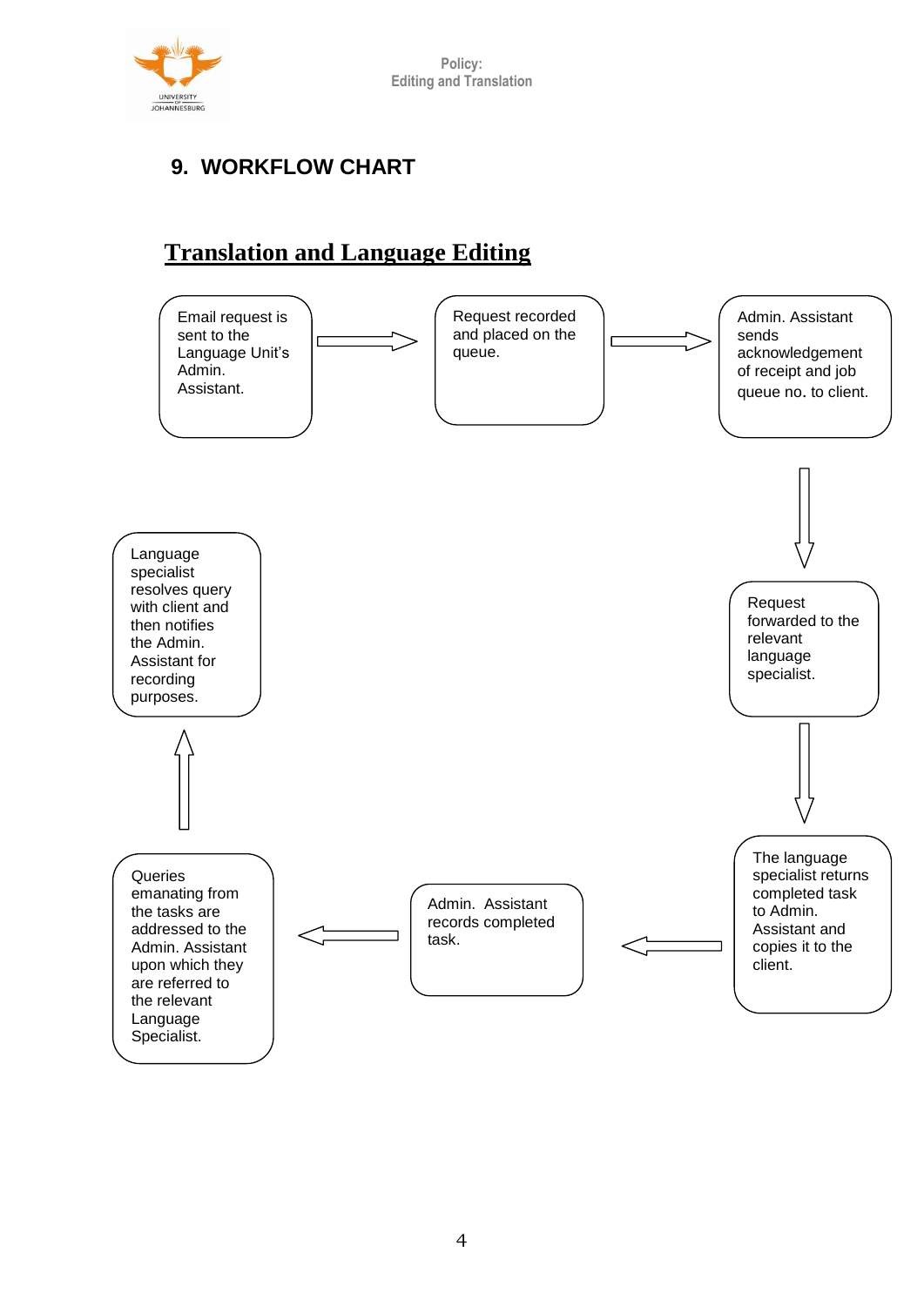## 9. WORKFLOW CHART

**Translation and Language Editing**

Email request is sent to the Language Unit's Admin. Assistant.

Request recorded and placed on the queue.

Admin. Assistant sends acknowledgement of receipt and job queue no. to client.

Request forwarded to the relevant language specialist.

The language specialist returns completed task to Admin. Assistant and copies it to the client.

Admin. Assistant records completed task.

Queries emanating from the tasks are addressed to the Admin. Assistant upon which they are referred to the relevant Language Specialist.

Language specialist resolves query with client and then notifies the Admin. Assistant for recording purposes.